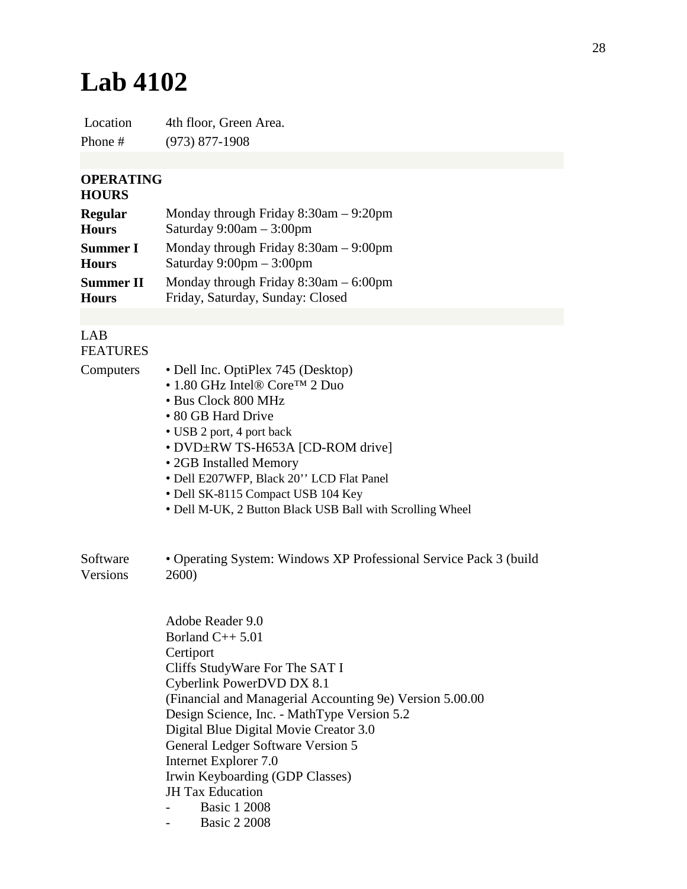# Lab 4102

| | |
|---|---|
| Location | 4th floor, Green Area. |
| Phone # | (973) 877-1908 |

**OPERATING HOURS**

| | |
|---|---|
| **Regular Hours** | Monday through Friday 8:30am – 9:20pm<br>Saturday 9:00am – 3:00pm |
| **Summer I Hours** | Monday through Friday 8:30am – 9:00pm<br>Saturday 9:00pm – 3:00pm |
| **Summer II Hours** | Monday through Friday 8:30am – 6:00pm<br>Friday, Saturday, Sunday: Closed |

LAB FEATURES

Computers

- Dell Inc. OptiPlex 745 (Desktop)
- 1.80 GHz Intel® Core™ 2 Duo
- Bus Clock 800 MHz
- 80 GB Hard Drive
- USB 2 port, 4 port back
- DVD±RW TS-H653A [CD-ROM drive]
- 2GB Installed Memory
- Dell E207WFP, Black 20'' LCD Flat Panel
- Dell SK-8115 Compact USB 104 Key
- Dell M-UK, 2 Button Black USB Ball with Scrolling Wheel

Software Versions

- Operating System: Windows XP Professional Service Pack 3 (build 2600)

Adobe Reader 9.0
Borland C++ 5.01
Certiport
Cliffs StudyWare For The SAT I
Cyberlink PowerDVD DX 8.1
(Financial and Managerial Accounting 9e) Version 5.00.00
Design Science, Inc. - MathType Version 5.2
Digital Blue Digital Movie Creator 3.0
General Ledger Software Version 5
Internet Explorer 7.0
Irwin Keyboarding (GDP Classes)
JH Tax Education

- Basic 1 2008
- Basic 2 2008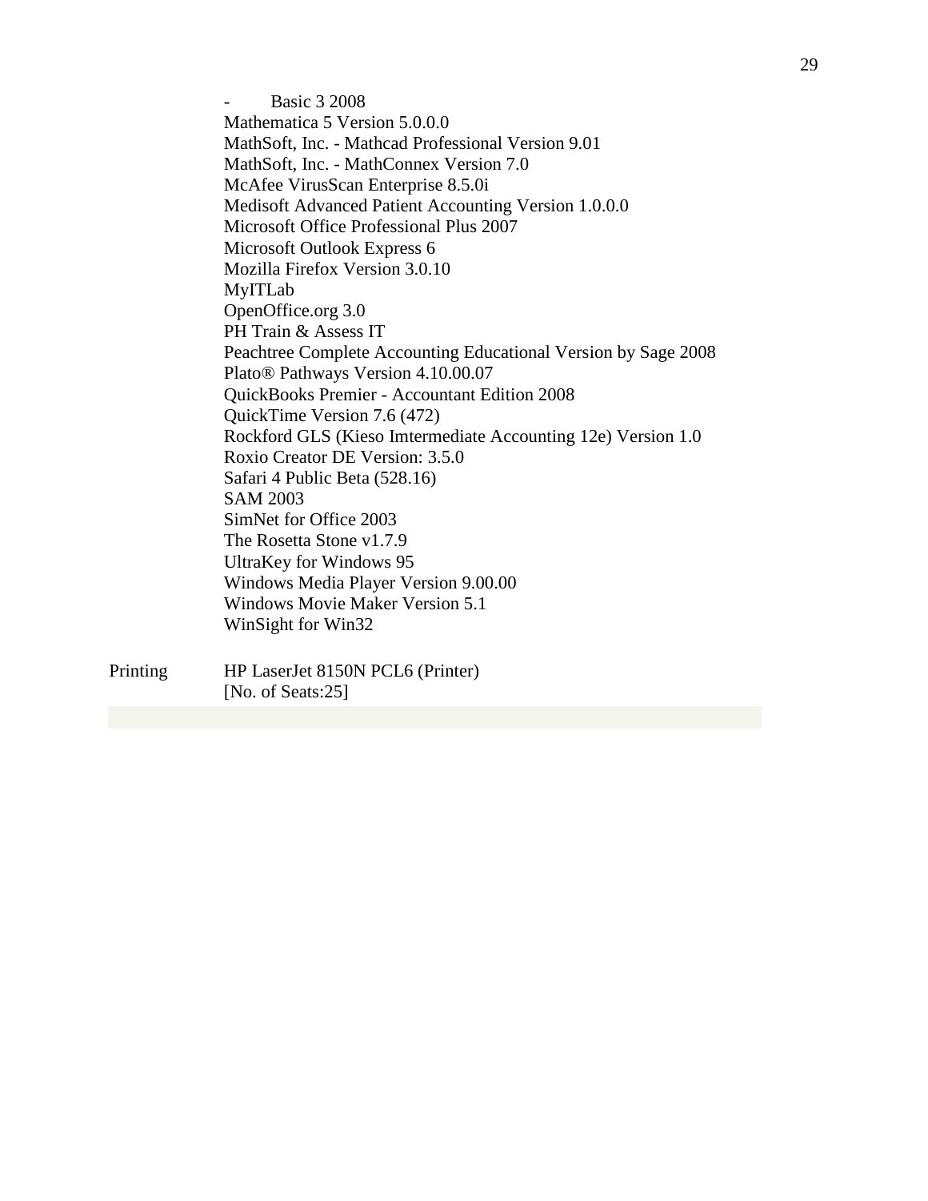| | |
|---|---|
| | - Basic 3 2008<br>Mathematica 5 Version 5.0.0.0<br>MathSoft, Inc. - Mathcad Professional Version 9.01<br>MathSoft, Inc. - MathConnex Version 7.0<br>McAfee VirusScan Enterprise 8.5.0i<br>Medisoft Advanced Patient Accounting Version 1.0.0.0<br>Microsoft Office Professional Plus 2007<br>Microsoft Outlook Express 6<br>Mozilla Firefox Version 3.0.10<br>MyITLab<br>OpenOffice.org 3.0<br>PH Train & Assess IT<br>Peachtree Complete Accounting Educational Version by Sage 2008<br>Plato® Pathways Version 4.10.00.07<br>QuickBooks Premier - Accountant Edition 2008<br>QuickTime Version 7.6 (472)<br>Rockford GLS (Kieso Imtermediate Accounting 12e) Version 1.0<br>Roxio Creator DE Version: 3.5.0<br>Safari 4 Public Beta (528.16)<br>SAM 2003<br>SimNet for Office 2003<br>The Rosetta Stone v1.7.9<br>UltraKey for Windows 95<br>Windows Media Player Version 9.00.00<br>Windows Movie Maker Version 5.1<br>WinSight for Win32 |
| Printing | HP LaserJet 8150N PCL6 (Printer)<br>[No. of Seats:25] |